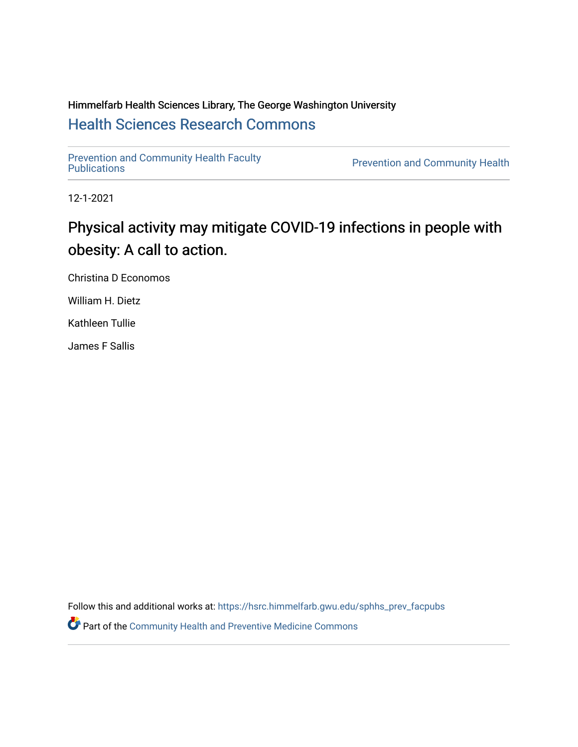Himmelfarb Health Sciences Library, The George Washington University

## Health Sciences Research Commons

Prevention and Community Health Faculty Publications

Prevention and Community Health

12-1-2021

# Physical activity may mitigate COVID-19 infections in people with obesity: A call to action.

Christina D Economos

William H. Dietz

Kathleen Tullie

James F Sallis

Follow this and additional works at: https://hsrc.himmelfarb.gwu.edu/sphhs_prev_facpubs

Part of the Community Health and Preventive Medicine Commons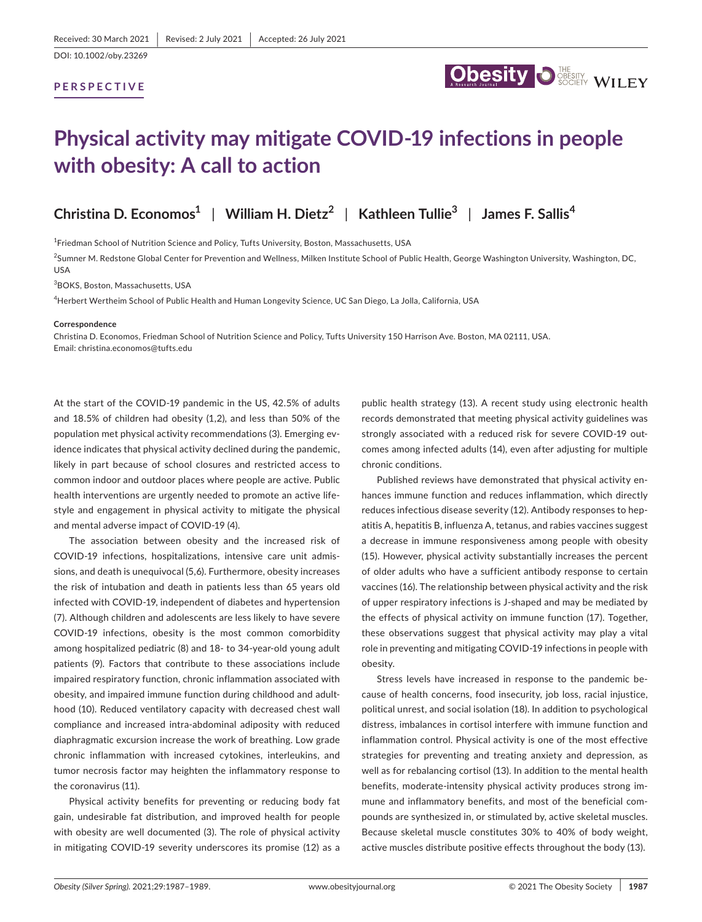Received: 30 March 2021 | Revised: 2 July 2021 | Accepted: 26 July 2021

DOI: 10.1002/oby.23269

**PERSPECTIVE**

# Physical activity may mitigate COVID-19 infections in people with obesity: A call to action

**Christina D. Economos**[1] | **William H. Dietz**[2] | **Kathleen Tullie**[3] | **James F. Sallis**[4]

[1]Friedman School of Nutrition Science and Policy, Tufts University, Boston, Massachusetts, USA

[2]Sumner M. Redstone Global Center for Prevention and Wellness, Milken Institute School of Public Health, George Washington University, Washington, DC, USA

[3]BOKS, Boston, Massachusetts, USA

[4]Herbert Wertheim School of Public Health and Human Longevity Science, UC San Diego, La Jolla, California, USA

**Correspondence**
Christina D. Economos, Friedman School of Nutrition Science and Policy, Tufts University 150 Harrison Ave. Boston, MA 02111, USA.
Email: christina.economos@tufts.edu

At the start of the COVID-19 pandemic in the US, 42.5% of adults and 18.5% of children had obesity (1,2), and less than 50% of the population met physical activity recommendations (3). Emerging evidence indicates that physical activity declined during the pandemic, likely in part because of school closures and restricted access to common indoor and outdoor places where people are active. Public health interventions are urgently needed to promote an active lifestyle and engagement in physical activity to mitigate the physical and mental adverse impact of COVID-19 (4).

The association between obesity and the increased risk of COVID-19 infections, hospitalizations, intensive care unit admissions, and death is unequivocal (5,6). Furthermore, obesity increases the risk of intubation and death in patients less than 65 years old infected with COVID-19, independent of diabetes and hypertension (7). Although children and adolescents are less likely to have severe COVID-19 infections, obesity is the most common comorbidity among hospitalized pediatric (8) and 18- to 34-year-old young adult patients (9). Factors that contribute to these associations include impaired respiratory function, chronic inflammation associated with obesity, and impaired immune function during childhood and adulthood (10). Reduced ventilatory capacity with decreased chest wall compliance and increased intra-abdominal adiposity with reduced diaphragmatic excursion increase the work of breathing. Low grade chronic inflammation with increased cytokines, interleukins, and tumor necrosis factor may heighten the inflammatory response to the coronavirus (11).

Physical activity benefits for preventing or reducing body fat gain, undesirable fat distribution, and improved health for people with obesity are well documented (3). The role of physical activity in mitigating COVID-19 severity underscores its promise (12) as a public health strategy (13). A recent study using electronic health records demonstrated that meeting physical activity guidelines was strongly associated with a reduced risk for severe COVID-19 outcomes among infected adults (14), even after adjusting for multiple chronic conditions.

Published reviews have demonstrated that physical activity enhances immune function and reduces inflammation, which directly reduces infectious disease severity (12). Antibody responses to hepatitis A, hepatitis B, influenza A, tetanus, and rabies vaccines suggest a decrease in immune responsiveness among people with obesity (15). However, physical activity substantially increases the percent of older adults who have a sufficient antibody response to certain vaccines (16). The relationship between physical activity and the risk of upper respiratory infections is J-shaped and may be mediated by the effects of physical activity on immune function (17). Together, these observations suggest that physical activity may play a vital role in preventing and mitigating COVID-19 infections in people with obesity.

Stress levels have increased in response to the pandemic because of health concerns, food insecurity, job loss, racial injustice, political unrest, and social isolation (18). In addition to psychological distress, imbalances in cortisol interfere with immune function and inflammation control. Physical activity is one of the most effective strategies for preventing and treating anxiety and depression, as well as for rebalancing cortisol (13). In addition to the mental health benefits, moderate-intensity physical activity produces strong immune and inflammatory benefits, and most of the beneficial compounds are synthesized in, or stimulated by, active skeletal muscles. Because skeletal muscle constitutes 30% to 40% of body weight, active muscles distribute positive effects throughout the body (13).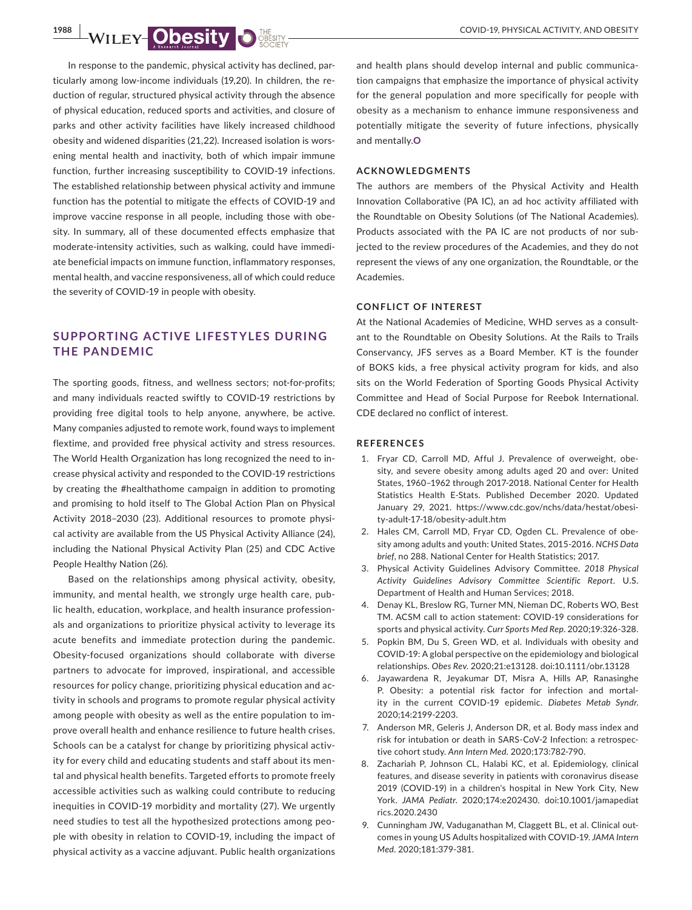In response to the pandemic, physical activity has declined, particularly among low-income individuals (19,20). In children, the reduction of regular, structured physical activity through the absence of physical education, reduced sports and activities, and closure of parks and other activity facilities have likely increased childhood obesity and widened disparities (21,22). Increased isolation is worsening mental health and inactivity, both of which impair immune function, further increasing susceptibility to COVID-19 infections. The established relationship between physical activity and immune function has the potential to mitigate the effects of COVID-19 and improve vaccine response in all people, including those with obesity. In summary, all of these documented effects emphasize that moderate-intensity activities, such as walking, could have immediate beneficial impacts on immune function, inflammatory responses, mental health, and vaccine responsiveness, all of which could reduce the severity of COVID-19 in people with obesity.

## SUPPORTING ACTIVE LIFESTYLES DURING THE PANDEMIC

The sporting goods, fitness, and wellness sectors; not-for-profits; and many individuals reacted swiftly to COVID-19 restrictions by providing free digital tools to help anyone, anywhere, be active. Many companies adjusted to remote work, found ways to implement flextime, and provided free physical activity and stress resources. The World Health Organization has long recognized the need to increase physical activity and responded to the COVID-19 restrictions by creating the #healthathome campaign in addition to promoting and promising to hold itself to The Global Action Plan on Physical Activity 2018–2030 (23). Additional resources to promote physical activity are available from the US Physical Activity Alliance (24), including the National Physical Activity Plan (25) and CDC Active People Healthy Nation (26).

Based on the relationships among physical activity, obesity, immunity, and mental health, we strongly urge health care, public health, education, workplace, and health insurance professionals and organizations to prioritize physical activity to leverage its acute benefits and immediate protection during the pandemic. Obesity-focused organizations should collaborate with diverse partners to advocate for improved, inspirational, and accessible resources for policy change, prioritizing physical education and activity in schools and programs to promote regular physical activity among people with obesity as well as the entire population to improve overall health and enhance resilience to future health crises. Schools can be a catalyst for change by prioritizing physical activity for every child and educating students and staff about its mental and physical health benefits. Targeted efforts to promote freely accessible activities such as walking could contribute to reducing inequities in COVID-19 morbidity and mortality (27). We urgently need studies to test all the hypothesized protections among people with obesity in relation to COVID-19, including the impact of physical activity as a vaccine adjuvant. Public health organizations and health plans should develop internal and public communication campaigns that emphasize the importance of physical activity for the general population and more specifically for people with obesity as a mechanism to enhance immune responsiveness and potentially mitigate the severity of future infections, physically and mentally.**O**

### ACKNOWLEDGMENTS

The authors are members of the Physical Activity and Health Innovation Collaborative (PA IC), an ad hoc activity affiliated with the Roundtable on Obesity Solutions (of The National Academies). Products associated with the PA IC are not products of nor subjected to the review procedures of the Academies, and they do not represent the views of any one organization, the Roundtable, or the Academies.

### CONFLICT OF INTEREST

At the National Academies of Medicine, WHD serves as a consultant to the Roundtable on Obesity Solutions. At the Rails to Trails Conservancy, JFS serves as a Board Member. KT is the founder of BOKS kids, a free physical activity program for kids, and also sits on the World Federation of Sporting Goods Physical Activity Committee and Head of Social Purpose for Reebok International. CDE declared no conflict of interest.

### REFERENCES

1. Fryar CD, Carroll MD, Afful J. Prevalence of overweight, obesity, and severe obesity among adults aged 20 and over: United States, 1960–1962 through 2017-2018. National Center for Health Statistics Health E-Stats. Published December 2020. Updated January 29, 2021. https://www.cdc.gov/nchs/data/hestat/obesity-adult-17-18/obesity-adult.htm
2. Hales CM, Carroll MD, Fryar CD, Ogden CL. Prevalence of obesity among adults and youth: United States, 2015-2016. *NCHS Data brief*, no 288. National Center for Health Statistics; 2017.
3. Physical Activity Guidelines Advisory Committee. *2018 Physical Activity Guidelines Advisory Committee Scientific Report*. U.S. Department of Health and Human Services; 2018.
4. Denay KL, Breslow RG, Turner MN, Nieman DC, Roberts WO, Best TM. ACSM call to action statement: COVID-19 considerations for sports and physical activity. *Curr Sports Med Rep*. 2020;19:326-328.
5. Popkin BM, Du S, Green WD, et al. Individuals with obesity and COVID-19: A global perspective on the epidemiology and biological relationships. *Obes Rev*. 2020;21:e13128. doi:10.1111/obr.13128
6. Jayawardena R, Jeyakumar DT, Misra A, Hills AP, Ranasinghe P. Obesity: a potential risk factor for infection and mortality in the current COVID-19 epidemic. *Diabetes Metab Syndr*. 2020;14:2199-2203.
7. Anderson MR, Geleris J, Anderson DR, et al. Body mass index and risk for intubation or death in SARS-CoV-2 Infection: a retrospective cohort study. *Ann Intern Med*. 2020;173:782-790.
8. Zachariah P, Johnson CL, Halabi KC, et al. Epidemiology, clinical features, and disease severity in patients with coronavirus disease 2019 (COVID-19) in a children's hospital in New York City, New York. *JAMA Pediatr*. 2020;174:e202430. doi:10.1001/jamapediatrics.2020.2430
9. Cunningham JW, Vaduganathan M, Claggett BL, et al. Clinical outcomes in young US Adults hospitalized with COVID-19. *JAMA Intern Med*. 2020;181:379-381.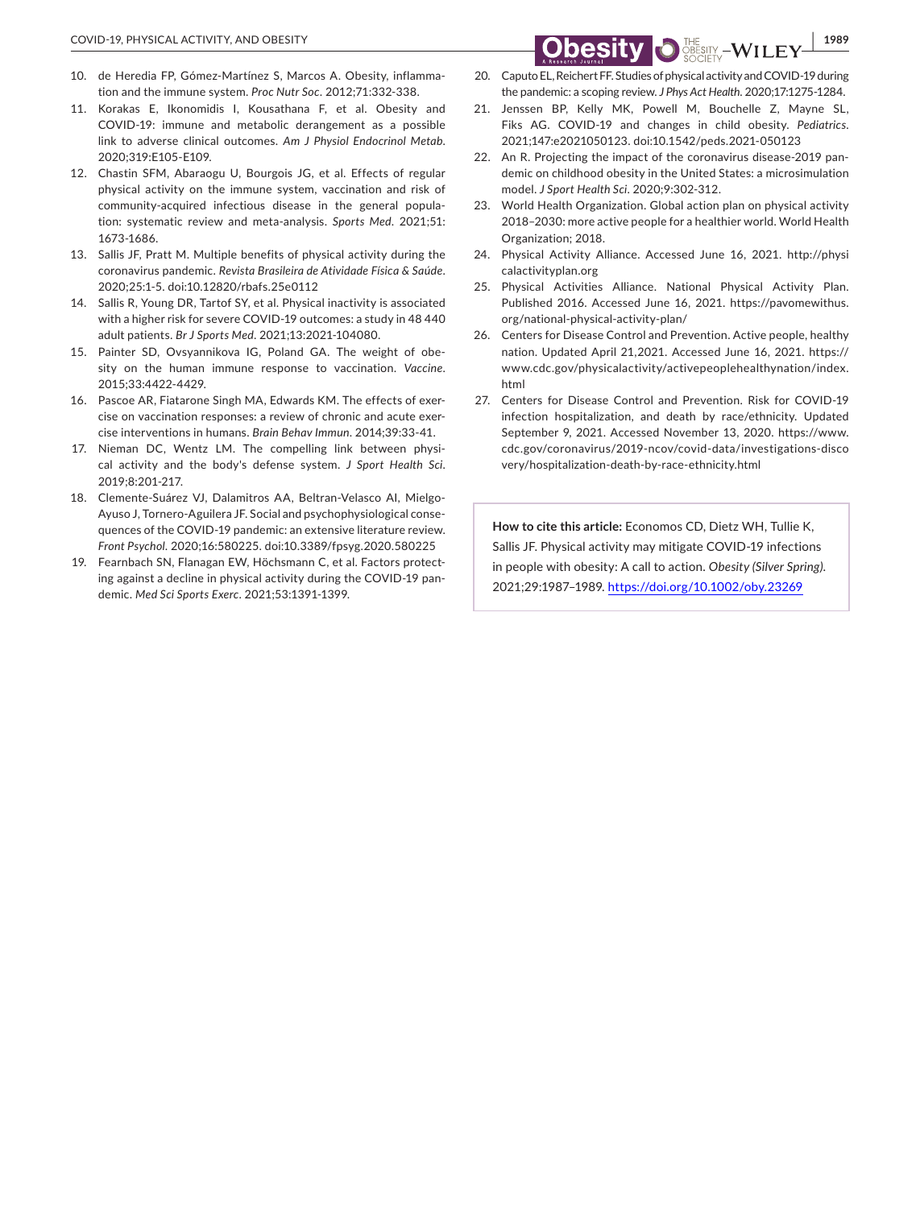10. de Heredia FP, Gómez-Martínez S, Marcos A. Obesity, inflammation and the immune system. *Proc Nutr Soc*. 2012;71:332-338.
11. Korakas E, Ikonomidis I, Kousathana F, et al. Obesity and COVID-19: immune and metabolic derangement as a possible link to adverse clinical outcomes. *Am J Physiol Endocrinol Metab*. 2020;319:E105-E109.
12. Chastin SFM, Abaraogu U, Bourgois JG, et al. Effects of regular physical activity on the immune system, vaccination and risk of community-acquired infectious disease in the general population: systematic review and meta-analysis. *Sports Med*. 2021;51:1673-1686.
13. Sallis JF, Pratt M. Multiple benefits of physical activity during the coronavirus pandemic. *Revista Brasileira de Atividade Física & Saúde*. 2020;25:1-5. doi:10.12820/rbafs.25e0112
14. Sallis R, Young DR, Tartof SY, et al. Physical inactivity is associated with a higher risk for severe COVID-19 outcomes: a study in 48 440 adult patients. *Br J Sports Med*. 2021;13:2021-104080.
15. Painter SD, Ovsyannikova IG, Poland GA. The weight of obesity on the human immune response to vaccination. *Vaccine*. 2015;33:4422-4429.
16. Pascoe AR, Fiatarone Singh MA, Edwards KM. The effects of exercise on vaccination responses: a review of chronic and acute exercise interventions in humans. *Brain Behav Immun*. 2014;39:33-41.
17. Nieman DC, Wentz LM. The compelling link between physical activity and the body's defense system. *J Sport Health Sci*. 2019;8:201-217.
18. Clemente-Suárez VJ, Dalamitros AA, Beltran-Velasco AI, Mielgo-Ayuso J, Tornero-Aguilera JF. Social and psychophysiological consequences of the COVID-19 pandemic: an extensive literature review. *Front Psychol*. 2020;16:580225. doi:10.3389/fpsyg.2020.580225
19. Fearnbach SN, Flanagan EW, Höchsmann C, et al. Factors protecting against a decline in physical activity during the COVID-19 pandemic. *Med Sci Sports Exerc*. 2021;53:1391-1399.
20. Caputo EL, Reichert FF. Studies of physical activity and COVID-19 during the pandemic: a scoping review. *J Phys Act Health*. 2020;17:1275-1284.
21. Jenssen BP, Kelly MK, Powell M, Bouchelle Z, Mayne SL, Fiks AG. COVID-19 and changes in child obesity. *Pediatrics*. 2021;147:e2021050123. doi:10.1542/peds.2021-050123
22. An R. Projecting the impact of the coronavirus disease-2019 pandemic on childhood obesity in the United States: a microsimulation model. *J Sport Health Sci*. 2020;9:302-312.
23. World Health Organization. Global action plan on physical activity 2018–2030: more active people for a healthier world. World Health Organization; 2018.
24. Physical Activity Alliance. Accessed June 16, 2021. http://physicalactivityplan.org
25. Physical Activities Alliance. National Physical Activity Plan. Published 2016. Accessed June 16, 2021. https://pavomewithus.org/national-physical-activity-plan/
26. Centers for Disease Control and Prevention. Active people, healthy nation. Updated April 21,2021. Accessed June 16, 2021. https://www.cdc.gov/physicalactivity/activepeoplehealthynation/index.html
27. Centers for Disease Control and Prevention. Risk for COVID-19 infection hospitalization, and death by race/ethnicity. Updated September 9, 2021. Accessed November 13, 2020. https://www.cdc.gov/coronavirus/2019-ncov/covid-data/investigations-discovery/hospitalization-death-by-race-ethnicity.html

**How to cite this article:** Economos CD, Dietz WH, Tullie K, Sallis JF. Physical activity may mitigate COVID-19 infections in people with obesity: A call to action. *Obesity (Silver Spring)*. 2021;29:1987–1989. https://doi.org/10.1002/oby.23269